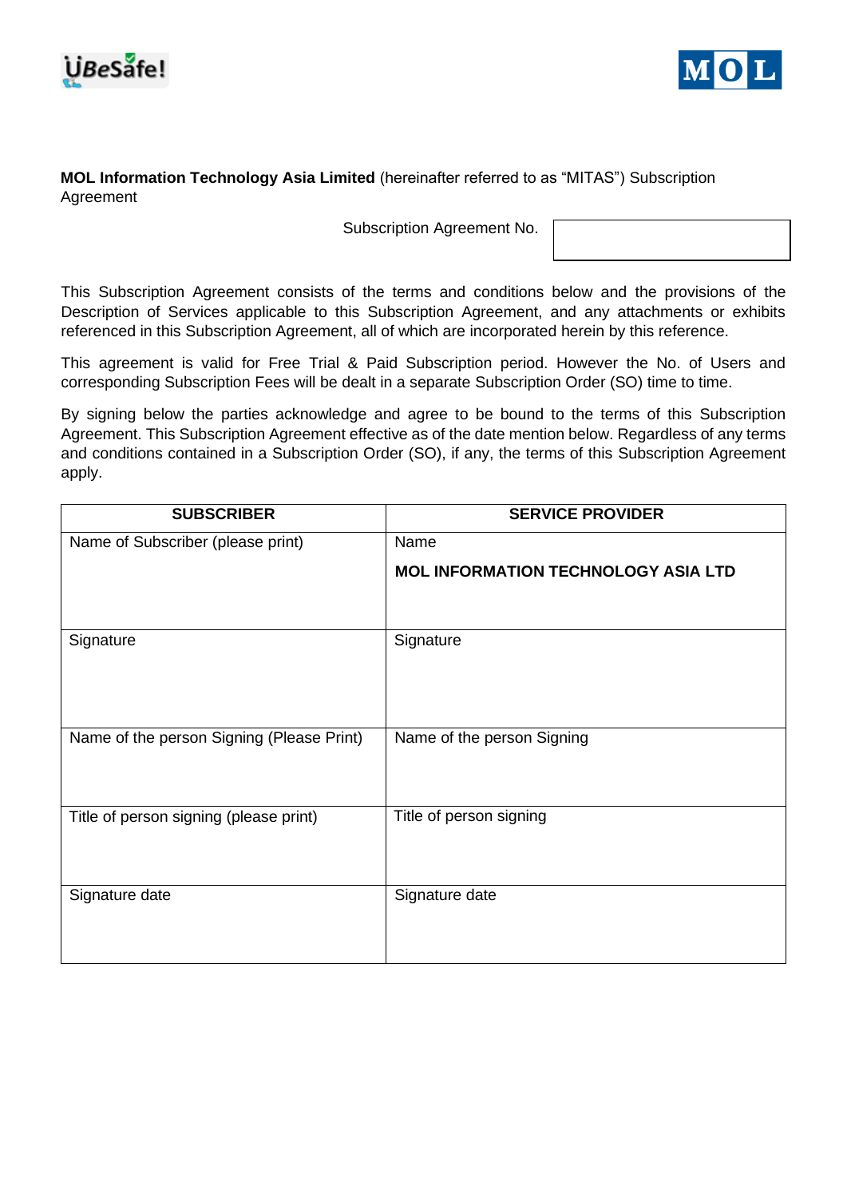**MOL Information Technology Asia Limited** (hereinafter referred to as "MITAS") Subscription Agreement

Subscription Agreement No.

This Subscription Agreement consists of the terms and conditions below and the provisions of the Description of Services applicable to this Subscription Agreement, and any attachments or exhibits referenced in this Subscription Agreement, all of which are incorporated herein by this reference.

This agreement is valid for Free Trial & Paid Subscription period. However the No. of Users and corresponding Subscription Fees will be dealt in a separate Subscription Order (SO) time to time.

By signing below the parties acknowledge and agree to be bound to the terms of this Subscription Agreement. This Subscription Agreement effective as of the date mention below. Regardless of any terms and conditions contained in a Subscription Order (SO), if any, the terms of this Subscription Agreement apply.

| **SUBSCRIBER** | **SERVICE PROVIDER** |
|---|---|
| Name of Subscriber (please print) | Name<br>**MOL INFORMATION TECHNOLOGY ASIA LTD** |
| Signature | Signature |
| Name of the person Signing (Please Print) | Name of the person Signing |
| Title of person signing (please print) | Title of person signing |
| Signature date | Signature date |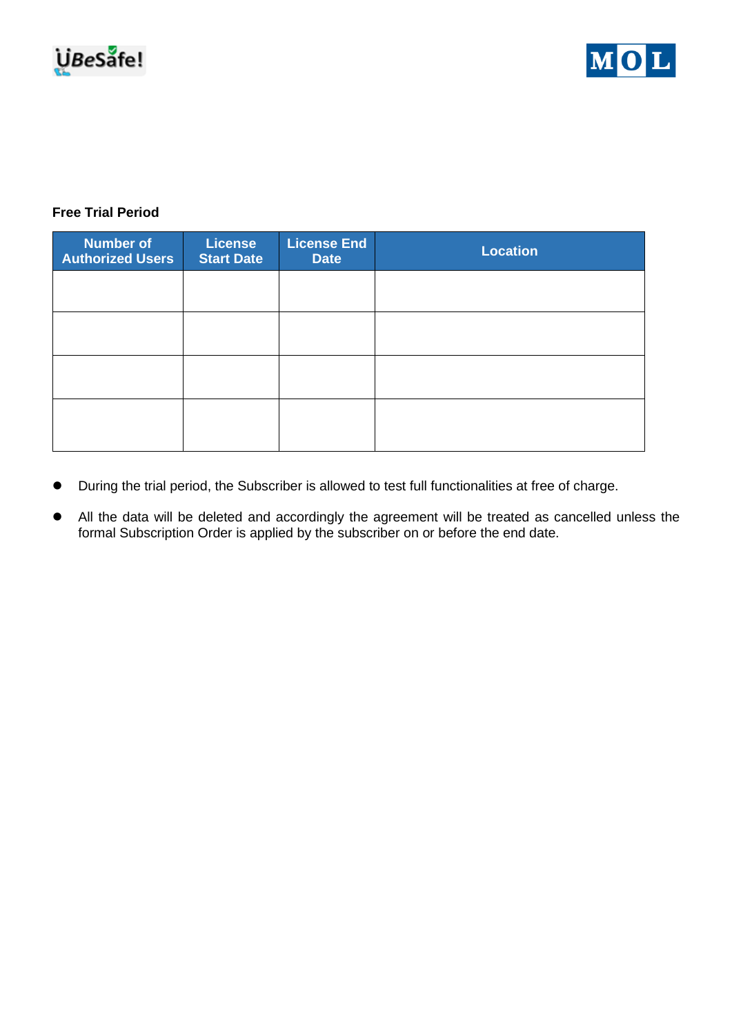**Free Trial Period**

| Number of Authorized Users | License Start Date | License End Date | Location |
|---|---|---|---|
| | | | |
| | | | |
| | | | |
| | | | |

- During the trial period, the Subscriber is allowed to test full functionalities at free of charge.
- All the data will be deleted and accordingly the agreement will be treated as cancelled unless the formal Subscription Order is applied by the subscriber on or before the end date.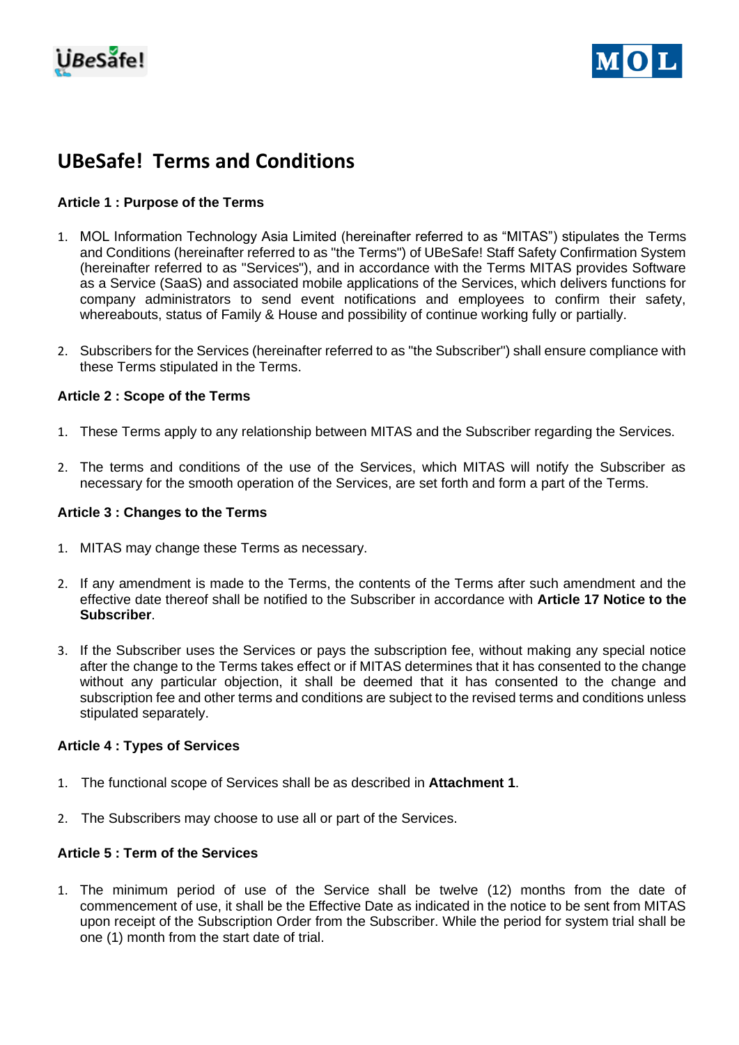# UBeSafe! Terms and Conditions

**Article 1 : Purpose of the Terms**

1. MOL Information Technology Asia Limited (hereinafter referred to as “MITAS”) stipulates the Terms and Conditions (hereinafter referred to as "the Terms") of UBeSafe! Staff Safety Confirmation System (hereinafter referred to as "Services"), and in accordance with the Terms MITAS provides Software as a Service (SaaS) and associated mobile applications of the Services, which delivers functions for company administrators to send event notifications and employees to confirm their safety, whereabouts, status of Family & House and possibility of continue working fully or partially.

2. Subscribers for the Services (hereinafter referred to as "the Subscriber") shall ensure compliance with these Terms stipulated in the Terms.

**Article 2 : Scope of the Terms**

1. These Terms apply to any relationship between MITAS and the Subscriber regarding the Services.

2. The terms and conditions of the use of the Services, which MITAS will notify the Subscriber as necessary for the smooth operation of the Services, are set forth and form a part of the Terms.

**Article 3 : Changes to the Terms**

1. MITAS may change these Terms as necessary.

2. If any amendment is made to the Terms, the contents of the Terms after such amendment and the effective date thereof shall be notified to the Subscriber in accordance with **Article 17 Notice to the Subscriber**.

3. If the Subscriber uses the Services or pays the subscription fee, without making any special notice after the change to the Terms takes effect or if MITAS determines that it has consented to the change without any particular objection, it shall be deemed that it has consented to the change and subscription fee and other terms and conditions are subject to the revised terms and conditions unless stipulated separately.

**Article 4 : Types of Services**

1. The functional scope of Services shall be as described in **Attachment 1**.

2. The Subscribers may choose to use all or part of the Services.

**Article 5 : Term of the Services**

1. The minimum period of use of the Service shall be twelve (12) months from the date of commencement of use, it shall be the Effective Date as indicated in the notice to be sent from MITAS upon receipt of the Subscription Order from the Subscriber. While the period for system trial shall be one (1) month from the start date of trial.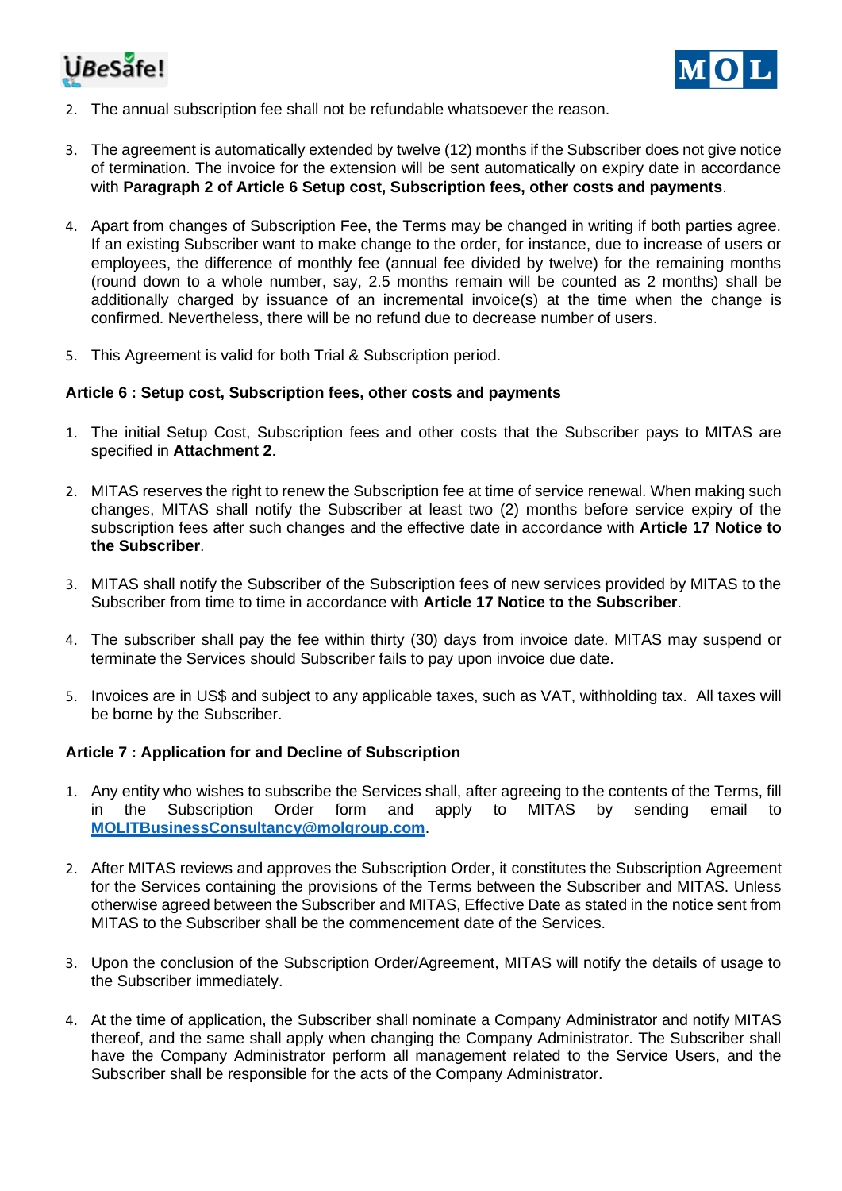2. The annual subscription fee shall not be refundable whatsoever the reason.

3. The agreement is automatically extended by twelve (12) months if the Subscriber does not give notice of termination. The invoice for the extension will be sent automatically on expiry date in accordance with **Paragraph 2 of Article 6 Setup cost, Subscription fees, other costs and payments**.

4. Apart from changes of Subscription Fee, the Terms may be changed in writing if both parties agree. If an existing Subscriber want to make change to the order, for instance, due to increase of users or employees, the difference of monthly fee (annual fee divided by twelve) for the remaining months (round down to a whole number, say, 2.5 months remain will be counted as 2 months) shall be additionally charged by issuance of an incremental invoice(s) at the time when the change is confirmed. Nevertheless, there will be no refund due to decrease number of users.

5. This Agreement is valid for both Trial & Subscription period.

**Article 6 : Setup cost, Subscription fees, other costs and payments**

1. The initial Setup Cost, Subscription fees and other costs that the Subscriber pays to MITAS are specified in **Attachment 2**.

2. MITAS reserves the right to renew the Subscription fee at time of service renewal. When making such changes, MITAS shall notify the Subscriber at least two (2) months before service expiry of the subscription fees after such changes and the effective date in accordance with **Article 17 Notice to the Subscriber**.

3. MITAS shall notify the Subscriber of the Subscription fees of new services provided by MITAS to the Subscriber from time to time in accordance with **Article 17 Notice to the Subscriber**.

4. The subscriber shall pay the fee within thirty (30) days from invoice date. MITAS may suspend or terminate the Services should Subscriber fails to pay upon invoice due date.

5. Invoices are in US$ and subject to any applicable taxes, such as VAT, withholding tax. All taxes will be borne by the Subscriber.

**Article 7 : Application for and Decline of Subscription**

1. Any entity who wishes to subscribe the Services shall, after agreeing to the contents of the Terms, fill in the Subscription Order form and apply to MITAS by sending email to **MOLITBusinessConsultancy@molgroup.com**.

2. After MITAS reviews and approves the Subscription Order, it constitutes the Subscription Agreement for the Services containing the provisions of the Terms between the Subscriber and MITAS. Unless otherwise agreed between the Subscriber and MITAS, Effective Date as stated in the notice sent from MITAS to the Subscriber shall be the commencement date of the Services.

3. Upon the conclusion of the Subscription Order/Agreement, MITAS will notify the details of usage to the Subscriber immediately.

4. At the time of application, the Subscriber shall nominate a Company Administrator and notify MITAS thereof, and the same shall apply when changing the Company Administrator. The Subscriber shall have the Company Administrator perform all management related to the Service Users, and the Subscriber shall be responsible for the acts of the Company Administrator.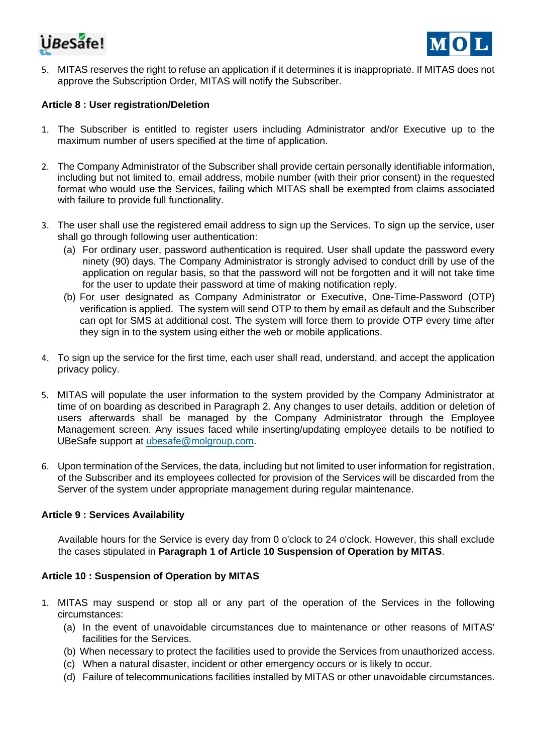5. MITAS reserves the right to refuse an application if it determines it is inappropriate. If MITAS does not approve the Subscription Order, MITAS will notify the Subscriber.

**Article 8 : User registration/Deletion**

1. The Subscriber is entitled to register users including Administrator and/or Executive up to the maximum number of users specified at the time of application.

2. The Company Administrator of the Subscriber shall provide certain personally identifiable information, including but not limited to, email address, mobile number (with their prior consent) in the requested format who would use the Services, failing which MITAS shall be exempted from claims associated with failure to provide full functionality.

3. The user shall use the registered email address to sign up the Services. To sign up the service, user shall go through following user authentication:
   (a) For ordinary user, password authentication is required. User shall update the password every ninety (90) days. The Company Administrator is strongly advised to conduct drill by use of the application on regular basis, so that the password will not be forgotten and it will not take time for the user to update their password at time of making notification reply.
   (b) For user designated as Company Administrator or Executive, One-Time-Password (OTP) verification is applied. The system will send OTP to them by email as default and the Subscriber can opt for SMS at additional cost. The system will force them to provide OTP every time after they sign in to the system using either the web or mobile applications.

4. To sign up the service for the first time, each user shall read, understand, and accept the application privacy policy.

5. MITAS will populate the user information to the system provided by the Company Administrator at time of on boarding as described in Paragraph 2. Any changes to user details, addition or deletion of users afterwards shall be managed by the Company Administrator through the Employee Management screen. Any issues faced while inserting/updating employee details to be notified to UBeSafe support at ubesafe@molgroup.com.

6. Upon termination of the Services, the data, including but not limited to user information for registration, of the Subscriber and its employees collected for provision of the Services will be discarded from the Server of the system under appropriate management during regular maintenance.

**Article 9 : Services Availability**

Available hours for the Service is every day from 0 o'clock to 24 o'clock. However, this shall exclude the cases stipulated in **Paragraph 1 of Article 10 Suspension of Operation by MITAS**.

**Article 10 : Suspension of Operation by MITAS**

1. MITAS may suspend or stop all or any part of the operation of the Services in the following circumstances:
   (a) In the event of unavoidable circumstances due to maintenance or other reasons of MITAS' facilities for the Services.
   (b) When necessary to protect the facilities used to provide the Services from unauthorized access.
   (c) When a natural disaster, incident or other emergency occurs or is likely to occur.
   (d) Failure of telecommunications facilities installed by MITAS or other unavoidable circumstances.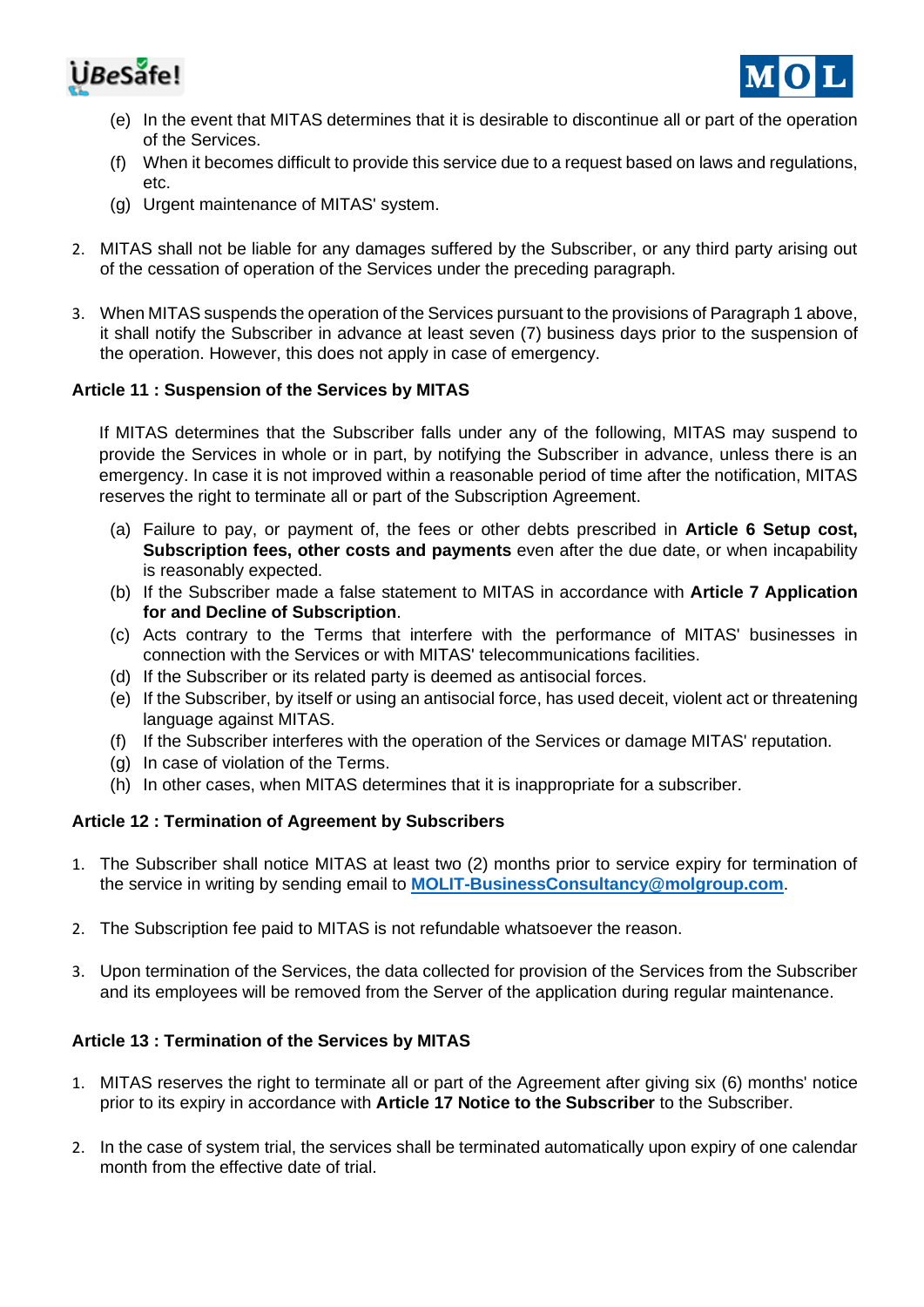(e) In the event that MITAS determines that it is desirable to discontinue all or part of the operation of the Services.
(f) When it becomes difficult to provide this service due to a request based on laws and regulations, etc.
(g) Urgent maintenance of MITAS' system.

2. MITAS shall not be liable for any damages suffered by the Subscriber, or any third party arising out of the cessation of operation of the Services under the preceding paragraph.

3. When MITAS suspends the operation of the Services pursuant to the provisions of Paragraph 1 above, it shall notify the Subscriber in advance at least seven (7) business days prior to the suspension of the operation. However, this does not apply in case of emergency.

**Article 11 : Suspension of the Services by MITAS**

If MITAS determines that the Subscriber falls under any of the following, MITAS may suspend to provide the Services in whole or in part, by notifying the Subscriber in advance, unless there is an emergency. In case it is not improved within a reasonable period of time after the notification, MITAS reserves the right to terminate all or part of the Subscription Agreement.

(a) Failure to pay, or payment of, the fees or other debts prescribed in **Article 6 Setup cost, Subscription fees, other costs and payments** even after the due date, or when incapability is reasonably expected.
(b) If the Subscriber made a false statement to MITAS in accordance with **Article 7 Application for and Decline of Subscription**.
(c) Acts contrary to the Terms that interfere with the performance of MITAS' businesses in connection with the Services or with MITAS' telecommunications facilities.
(d) If the Subscriber or its related party is deemed as antisocial forces.
(e) If the Subscriber, by itself or using an antisocial force, has used deceit, violent act or threatening language against MITAS.
(f) If the Subscriber interferes with the operation of the Services or damage MITAS' reputation.
(g) In case of violation of the Terms.
(h) In other cases, when MITAS determines that it is inappropriate for a subscriber.

**Article 12 : Termination of Agreement by Subscribers**

1. The Subscriber shall notice MITAS at least two (2) months prior to service expiry for termination of the service in writing by sending email to **MOLIT-BusinessConsultancy@molgroup.com**.

2. The Subscription fee paid to MITAS is not refundable whatsoever the reason.

3. Upon termination of the Services, the data collected for provision of the Services from the Subscriber and its employees will be removed from the Server of the application during regular maintenance.

**Article 13 : Termination of the Services by MITAS**

1. MITAS reserves the right to terminate all or part of the Agreement after giving six (6) months' notice prior to its expiry in accordance with **Article 17 Notice to the Subscriber** to the Subscriber.

2. In the case of system trial, the services shall be terminated automatically upon expiry of one calendar month from the effective date of trial.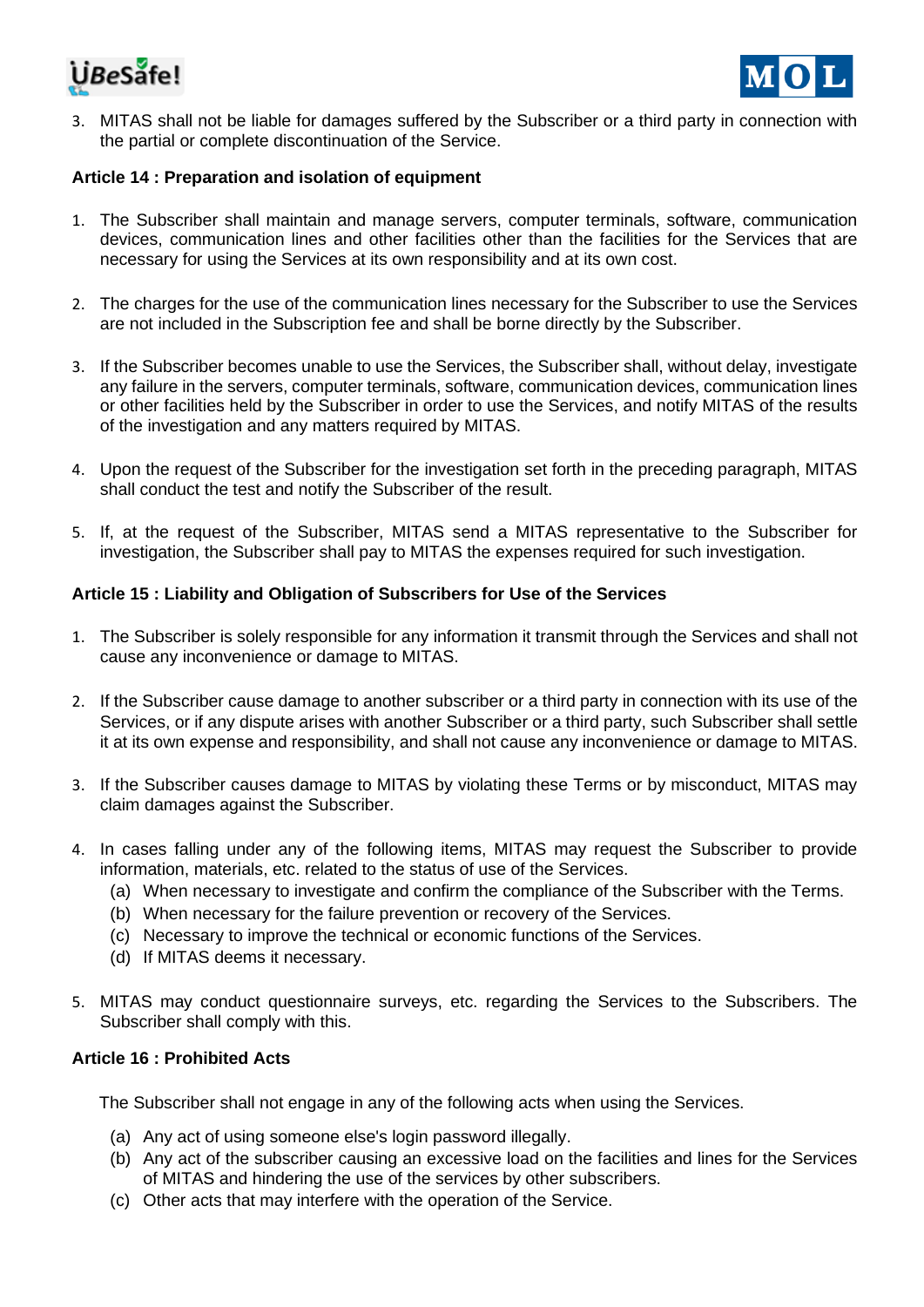3. MITAS shall not be liable for damages suffered by the Subscriber or a third party in connection with the partial or complete discontinuation of the Service.

**Article 14 : Preparation and isolation of equipment**

1. The Subscriber shall maintain and manage servers, computer terminals, software, communication devices, communication lines and other facilities other than the facilities for the Services that are necessary for using the Services at its own responsibility and at its own cost.

2. The charges for the use of the communication lines necessary for the Subscriber to use the Services are not included in the Subscription fee and shall be borne directly by the Subscriber.

3. If the Subscriber becomes unable to use the Services, the Subscriber shall, without delay, investigate any failure in the servers, computer terminals, software, communication devices, communication lines or other facilities held by the Subscriber in order to use the Services, and notify MITAS of the results of the investigation and any matters required by MITAS.

4. Upon the request of the Subscriber for the investigation set forth in the preceding paragraph, MITAS shall conduct the test and notify the Subscriber of the result.

5. If, at the request of the Subscriber, MITAS send a MITAS representative to the Subscriber for investigation, the Subscriber shall pay to MITAS the expenses required for such investigation.

**Article 15 : Liability and Obligation of Subscribers for Use of the Services**

1. The Subscriber is solely responsible for any information it transmit through the Services and shall not cause any inconvenience or damage to MITAS.

2. If the Subscriber cause damage to another subscriber or a third party in connection with its use of the Services, or if any dispute arises with another Subscriber or a third party, such Subscriber shall settle it at its own expense and responsibility, and shall not cause any inconvenience or damage to MITAS.

3. If the Subscriber causes damage to MITAS by violating these Terms or by misconduct, MITAS may claim damages against the Subscriber.

4. In cases falling under any of the following items, MITAS may request the Subscriber to provide information, materials, etc. related to the status of use of the Services.
   (a) When necessary to investigate and confirm the compliance of the Subscriber with the Terms.
   (b) When necessary for the failure prevention or recovery of the Services.
   (c) Necessary to improve the technical or economic functions of the Services.
   (d) If MITAS deems it necessary.

5. MITAS may conduct questionnaire surveys, etc. regarding the Services to the Subscribers. The Subscriber shall comply with this.

**Article 16 : Prohibited Acts**

The Subscriber shall not engage in any of the following acts when using the Services.

(a) Any act of using someone else's login password illegally.
(b) Any act of the subscriber causing an excessive load on the facilities and lines for the Services of MITAS and hindering the use of the services by other subscribers.
(c) Other acts that may interfere with the operation of the Service.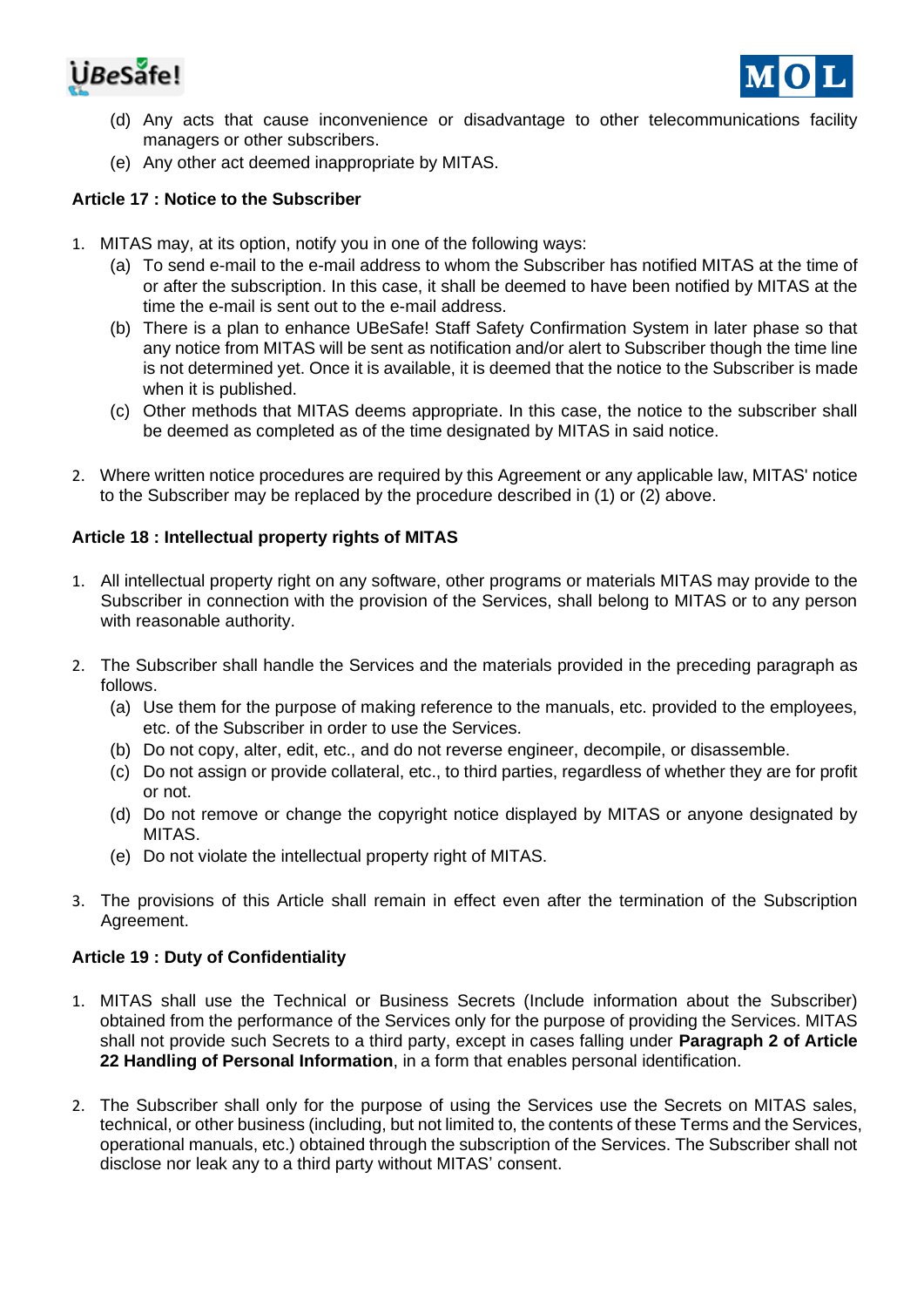(d) Any acts that cause inconvenience or disadvantage to other telecommunications facility managers or other subscribers.
(e) Any other act deemed inappropriate by MITAS.

**Article 17 : Notice to the Subscriber**

1. MITAS may, at its option, notify you in one of the following ways:
   (a) To send e-mail to the e-mail address to whom the Subscriber has notified MITAS at the time of or after the subscription. In this case, it shall be deemed to have been notified by MITAS at the time the e-mail is sent out to the e-mail address.
   (b) There is a plan to enhance UBeSafe! Staff Safety Confirmation System in later phase so that any notice from MITAS will be sent as notification and/or alert to Subscriber though the time line is not determined yet. Once it is available, it is deemed that the notice to the Subscriber is made when it is published.
   (c) Other methods that MITAS deems appropriate. In this case, the notice to the subscriber shall be deemed as completed as of the time designated by MITAS in said notice.

2. Where written notice procedures are required by this Agreement or any applicable law, MITAS' notice to the Subscriber may be replaced by the procedure described in (1) or (2) above.

**Article 18 : Intellectual property rights of MITAS**

1. All intellectual property right on any software, other programs or materials MITAS may provide to the Subscriber in connection with the provision of the Services, shall belong to MITAS or to any person with reasonable authority.

2. The Subscriber shall handle the Services and the materials provided in the preceding paragraph as follows.
   (a) Use them for the purpose of making reference to the manuals, etc. provided to the employees, etc. of the Subscriber in order to use the Services.
   (b) Do not copy, alter, edit, etc., and do not reverse engineer, decompile, or disassemble.
   (c) Do not assign or provide collateral, etc., to third parties, regardless of whether they are for profit or not.
   (d) Do not remove or change the copyright notice displayed by MITAS or anyone designated by MITAS.
   (e) Do not violate the intellectual property right of MITAS.

3. The provisions of this Article shall remain in effect even after the termination of the Subscription Agreement.

**Article 19 : Duty of Confidentiality**

1. MITAS shall use the Technical or Business Secrets (Include information about the Subscriber) obtained from the performance of the Services only for the purpose of providing the Services. MITAS shall not provide such Secrets to a third party, except in cases falling under **Paragraph 2 of Article 22 Handling of Personal Information**, in a form that enables personal identification.

2. The Subscriber shall only for the purpose of using the Services use the Secrets on MITAS sales, technical, or other business (including, but not limited to, the contents of these Terms and the Services, operational manuals, etc.) obtained through the subscription of the Services. The Subscriber shall not disclose nor leak any to a third party without MITAS' consent.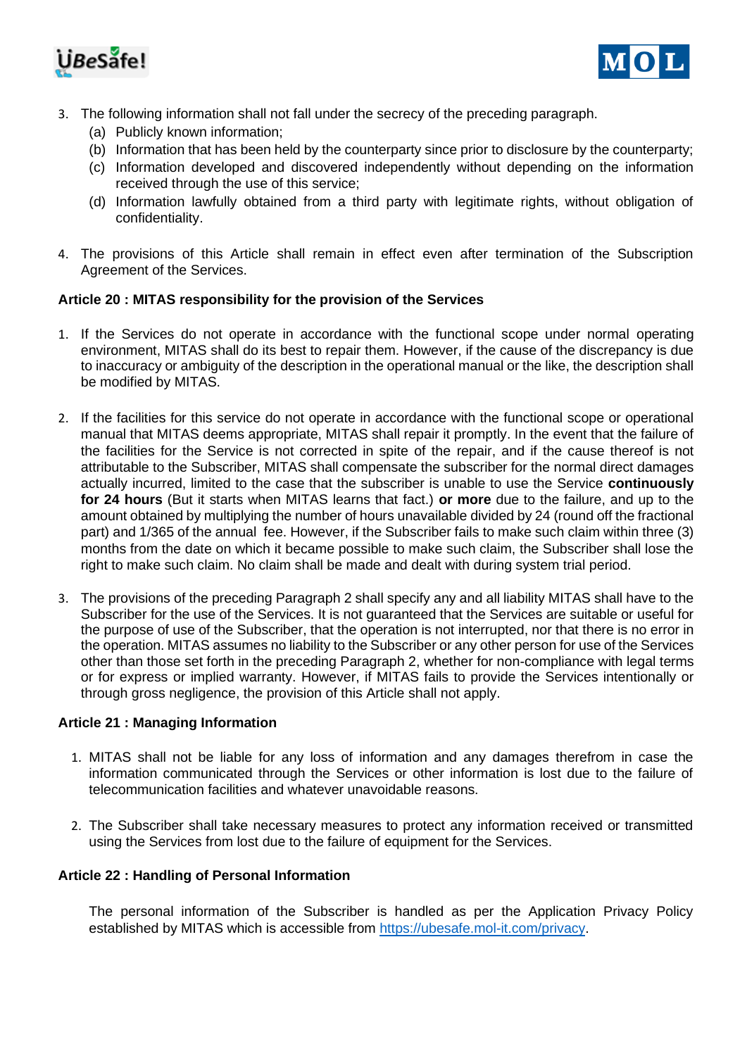3. The following information shall not fall under the secrecy of the preceding paragraph.
   (a) Publicly known information;
   (b) Information that has been held by the counterparty since prior to disclosure by the counterparty;
   (c) Information developed and discovered independently without depending on the information received through the use of this service;
   (d) Information lawfully obtained from a third party with legitimate rights, without obligation of confidentiality.

4. The provisions of this Article shall remain in effect even after termination of the Subscription Agreement of the Services.

**Article 20 : MITAS responsibility for the provision of the Services**

1. If the Services do not operate in accordance with the functional scope under normal operating environment, MITAS shall do its best to repair them. However, if the cause of the discrepancy is due to inaccuracy or ambiguity of the description in the operational manual or the like, the description shall be modified by MITAS.

2. If the facilities for this service do not operate in accordance with the functional scope or operational manual that MITAS deems appropriate, MITAS shall repair it promptly. In the event that the failure of the facilities for the Service is not corrected in spite of the repair, and if the cause thereof is not attributable to the Subscriber, MITAS shall compensate the subscriber for the normal direct damages actually incurred, limited to the case that the subscriber is unable to use the Service **continuously for 24 hours** (But it starts when MITAS learns that fact.) **or more** due to the failure, and up to the amount obtained by multiplying the number of hours unavailable divided by 24 (round off the fractional part) and 1/365 of the annual fee. However, if the Subscriber fails to make such claim within three (3) months from the date on which it became possible to make such claim, the Subscriber shall lose the right to make such claim. No claim shall be made and dealt with during system trial period.

3. The provisions of the preceding Paragraph 2 shall specify any and all liability MITAS shall have to the Subscriber for the use of the Services. It is not guaranteed that the Services are suitable or useful for the purpose of use of the Subscriber, that the operation is not interrupted, nor that there is no error in the operation. MITAS assumes no liability to the Subscriber or any other person for use of the Services other than those set forth in the preceding Paragraph 2, whether for non-compliance with legal terms or for express or implied warranty. However, if MITAS fails to provide the Services intentionally or through gross negligence, the provision of this Article shall not apply.

**Article 21 : Managing Information**

1. MITAS shall not be liable for any loss of information and any damages therefrom in case the information communicated through the Services or other information is lost due to the failure of telecommunication facilities and whatever unavoidable reasons.

2. The Subscriber shall take necessary measures to protect any information received or transmitted using the Services from lost due to the failure of equipment for the Services.

**Article 22 : Handling of Personal Information**

The personal information of the Subscriber is handled as per the Application Privacy Policy established by MITAS which is accessible from https://ubesafe.mol-it.com/privacy.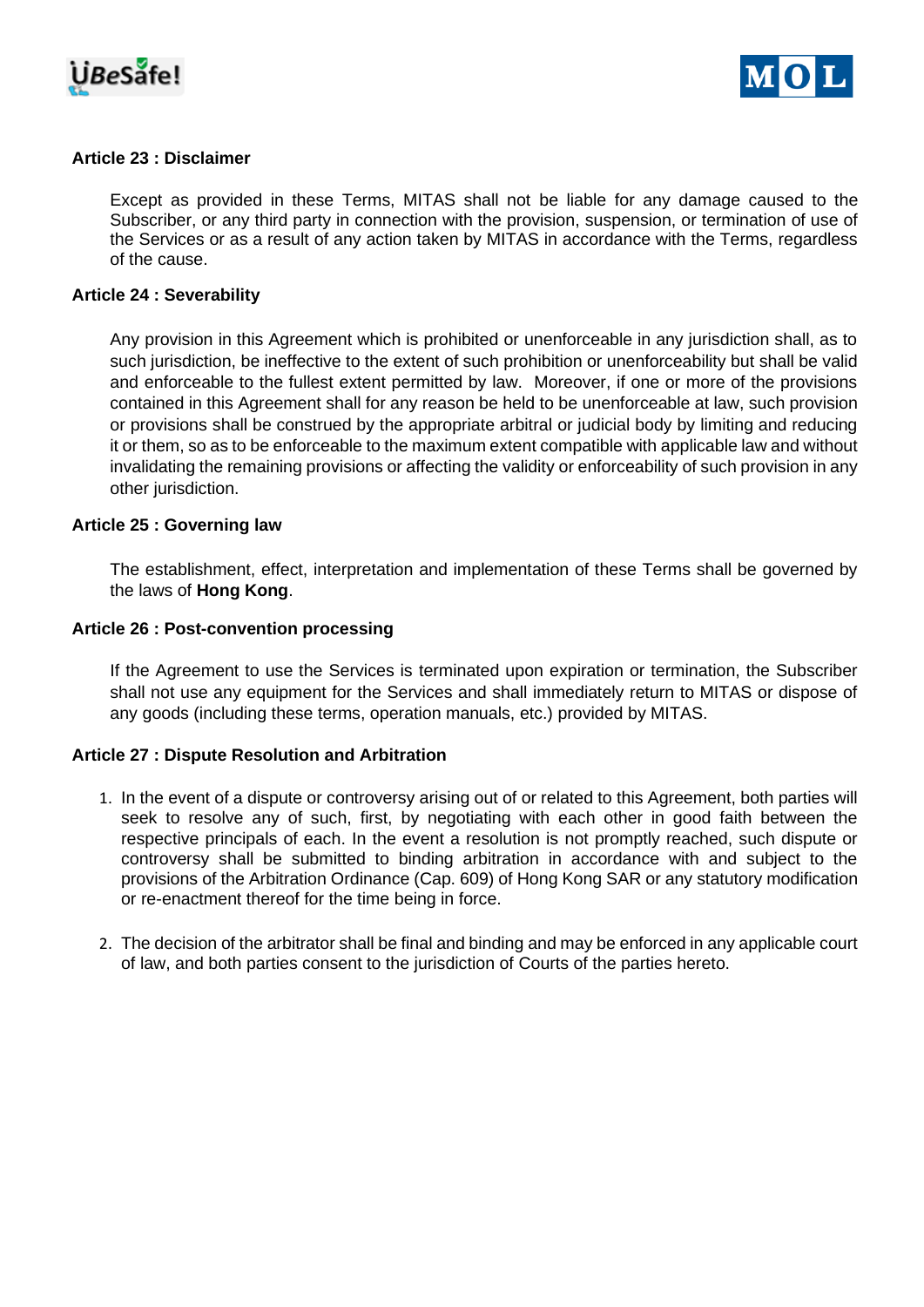**Article 23 : Disclaimer**

Except as provided in these Terms, MITAS shall not be liable for any damage caused to the Subscriber, or any third party in connection with the provision, suspension, or termination of use of the Services or as a result of any action taken by MITAS in accordance with the Terms, regardless of the cause.

**Article 24 : Severability**

Any provision in this Agreement which is prohibited or unenforceable in any jurisdiction shall, as to such jurisdiction, be ineffective to the extent of such prohibition or unenforceability but shall be valid and enforceable to the fullest extent permitted by law. Moreover, if one or more of the provisions contained in this Agreement shall for any reason be held to be unenforceable at law, such provision or provisions shall be construed by the appropriate arbitral or judicial body by limiting and reducing it or them, so as to be enforceable to the maximum extent compatible with applicable law and without invalidating the remaining provisions or affecting the validity or enforceability of such provision in any other jurisdiction.

**Article 25 : Governing law**

The establishment, effect, interpretation and implementation of these Terms shall be governed by the laws of **Hong Kong**.

**Article 26 : Post-convention processing**

If the Agreement to use the Services is terminated upon expiration or termination, the Subscriber shall not use any equipment for the Services and shall immediately return to MITAS or dispose of any goods (including these terms, operation manuals, etc.) provided by MITAS.

**Article 27 : Dispute Resolution and Arbitration**

1. In the event of a dispute or controversy arising out of or related to this Agreement, both parties will seek to resolve any of such, first, by negotiating with each other in good faith between the respective principals of each. In the event a resolution is not promptly reached, such dispute or controversy shall be submitted to binding arbitration in accordance with and subject to the provisions of the Arbitration Ordinance (Cap. 609) of Hong Kong SAR or any statutory modification or re-enactment thereof for the time being in force.

2. The decision of the arbitrator shall be final and binding and may be enforced in any applicable court of law, and both parties consent to the jurisdiction of Courts of the parties hereto.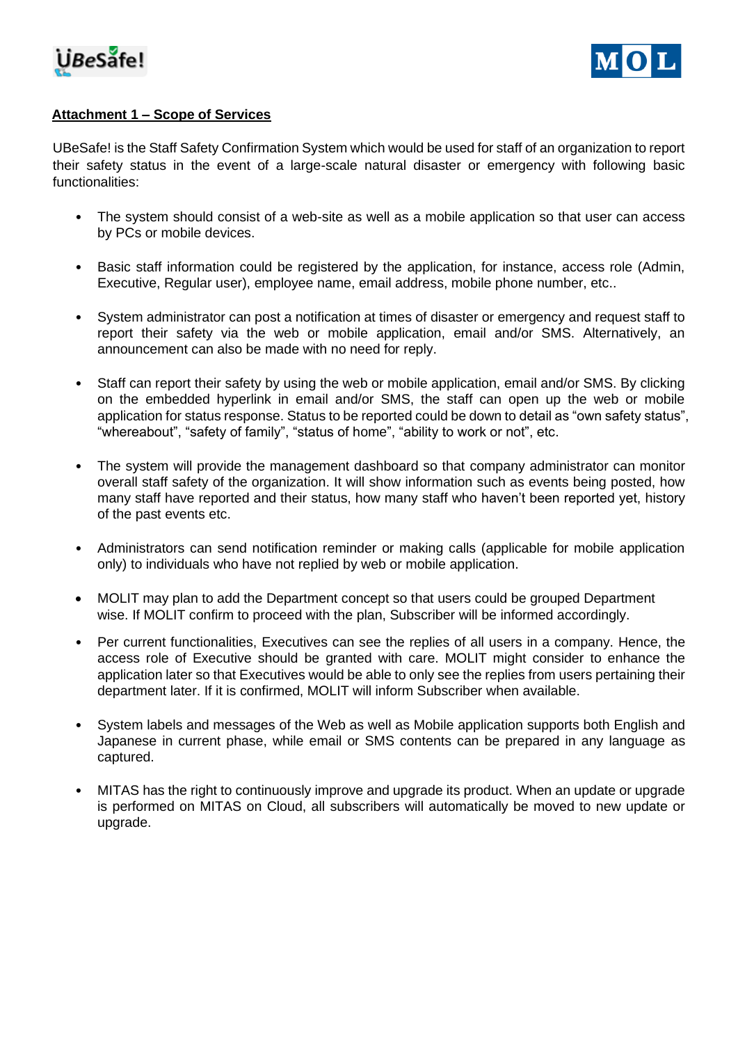**Attachment 1 – Scope of Services**

UBeSafe! is the Staff Safety Confirmation System which would be used for staff of an organization to report their safety status in the event of a large-scale natural disaster or emergency with following basic functionalities:

- The system should consist of a web-site as well as a mobile application so that user can access by PCs or mobile devices.
- Basic staff information could be registered by the application, for instance, access role (Admin, Executive, Regular user), employee name, email address, mobile phone number, etc..
- System administrator can post a notification at times of disaster or emergency and request staff to report their safety via the web or mobile application, email and/or SMS. Alternatively, an announcement can also be made with no need for reply.
- Staff can report their safety by using the web or mobile application, email and/or SMS. By clicking on the embedded hyperlink in email and/or SMS, the staff can open up the web or mobile application for status response. Status to be reported could be down to detail as "own safety status", "whereabout", "safety of family", "status of home", "ability to work or not", etc.
- The system will provide the management dashboard so that company administrator can monitor overall staff safety of the organization. It will show information such as events being posted, how many staff have reported and their status, how many staff who haven't been reported yet, history of the past events etc.
- Administrators can send notification reminder or making calls (applicable for mobile application only) to individuals who have not replied by web or mobile application.
- MOLIT may plan to add the Department concept so that users could be grouped Department wise. If MOLIT confirm to proceed with the plan, Subscriber will be informed accordingly.
- Per current functionalities, Executives can see the replies of all users in a company. Hence, the access role of Executive should be granted with care. MOLIT might consider to enhance the application later so that Executives would be able to only see the replies from users pertaining their department later. If it is confirmed, MOLIT will inform Subscriber when available.
- System labels and messages of the Web as well as Mobile application supports both English and Japanese in current phase, while email or SMS contents can be prepared in any language as captured.
- MITAS has the right to continuously improve and upgrade its product. When an update or upgrade is performed on MITAS on Cloud, all subscribers will automatically be moved to new update or upgrade.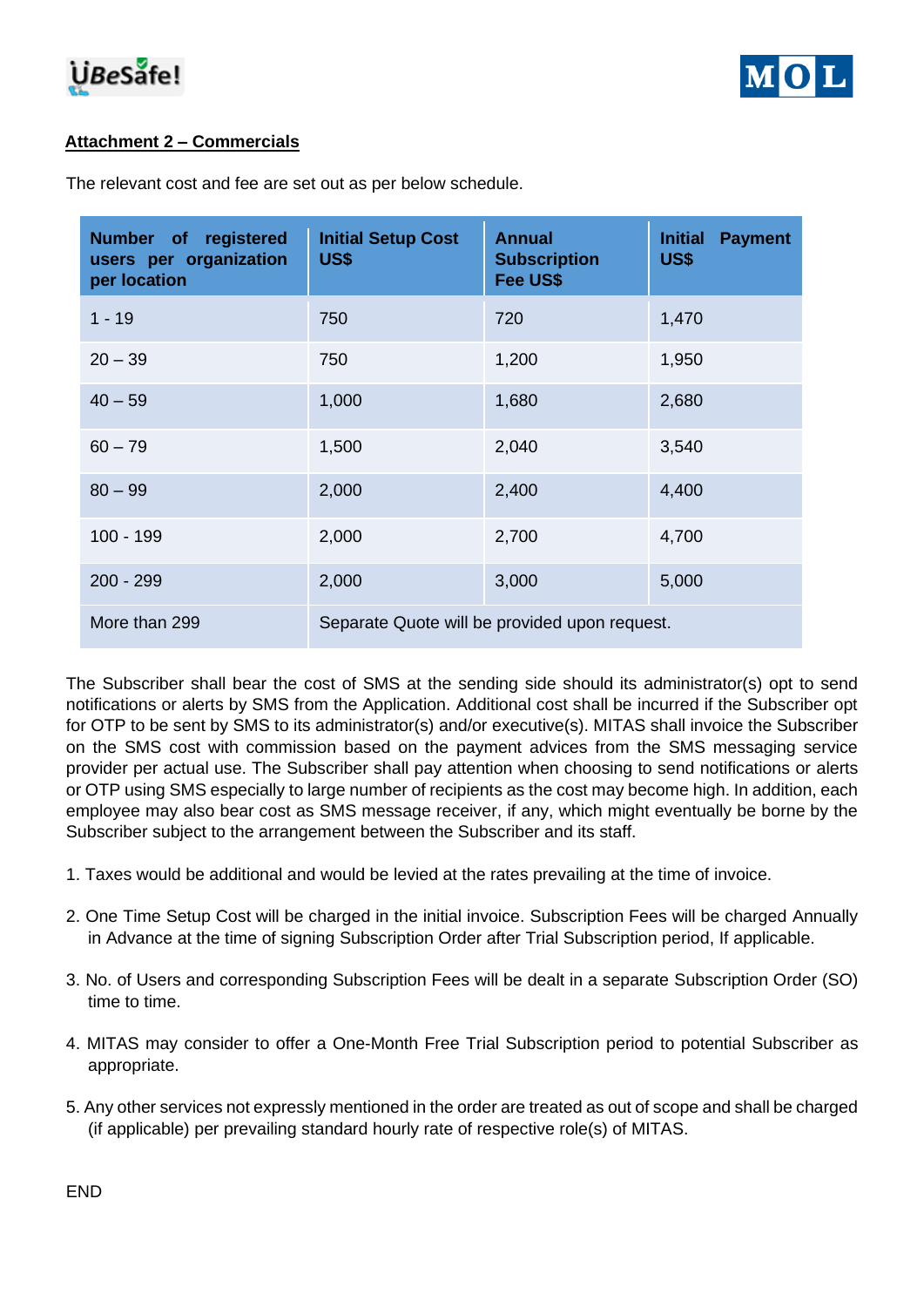**Attachment 2 – Commercials**

The relevant cost and fee are set out as per below schedule.

| Number of registered users per organization per location | Initial Setup Cost US$ | Annual Subscription Fee US$ | Initial Payment US$ |
|---|---|---|---|
| 1 - 19 | 750 | 720 | 1,470 |
| 20 – 39 | 750 | 1,200 | 1,950 |
| 40 – 59 | 1,000 | 1,680 | 2,680 |
| 60 – 79 | 1,500 | 2,040 | 3,540 |
| 80 – 99 | 2,000 | 2,400 | 4,400 |
| 100 - 199 | 2,000 | 2,700 | 4,700 |
| 200 - 299 | 2,000 | 3,000 | 5,000 |
| More than 299 | Separate Quote will be provided upon request. | | |

The Subscriber shall bear the cost of SMS at the sending side should its administrator(s) opt to send notifications or alerts by SMS from the Application. Additional cost shall be incurred if the Subscriber opt for OTP to be sent by SMS to its administrator(s) and/or executive(s). MITAS shall invoice the Subscriber on the SMS cost with commission based on the payment advices from the SMS messaging service provider per actual use. The Subscriber shall pay attention when choosing to send notifications or alerts or OTP using SMS especially to large number of recipients as the cost may become high. In addition, each employee may also bear cost as SMS message receiver, if any, which might eventually be borne by the Subscriber subject to the arrangement between the Subscriber and its staff.

1. Taxes would be additional and would be levied at the rates prevailing at the time of invoice.

2. One Time Setup Cost will be charged in the initial invoice. Subscription Fees will be charged Annually in Advance at the time of signing Subscription Order after Trial Subscription period, If applicable.

3. No. of Users and corresponding Subscription Fees will be dealt in a separate Subscription Order (SO) time to time.

4. MITAS may consider to offer a One-Month Free Trial Subscription period to potential Subscriber as appropriate.

5. Any other services not expressly mentioned in the order are treated as out of scope and shall be charged (if applicable) per prevailing standard hourly rate of respective role(s) of MITAS.

END